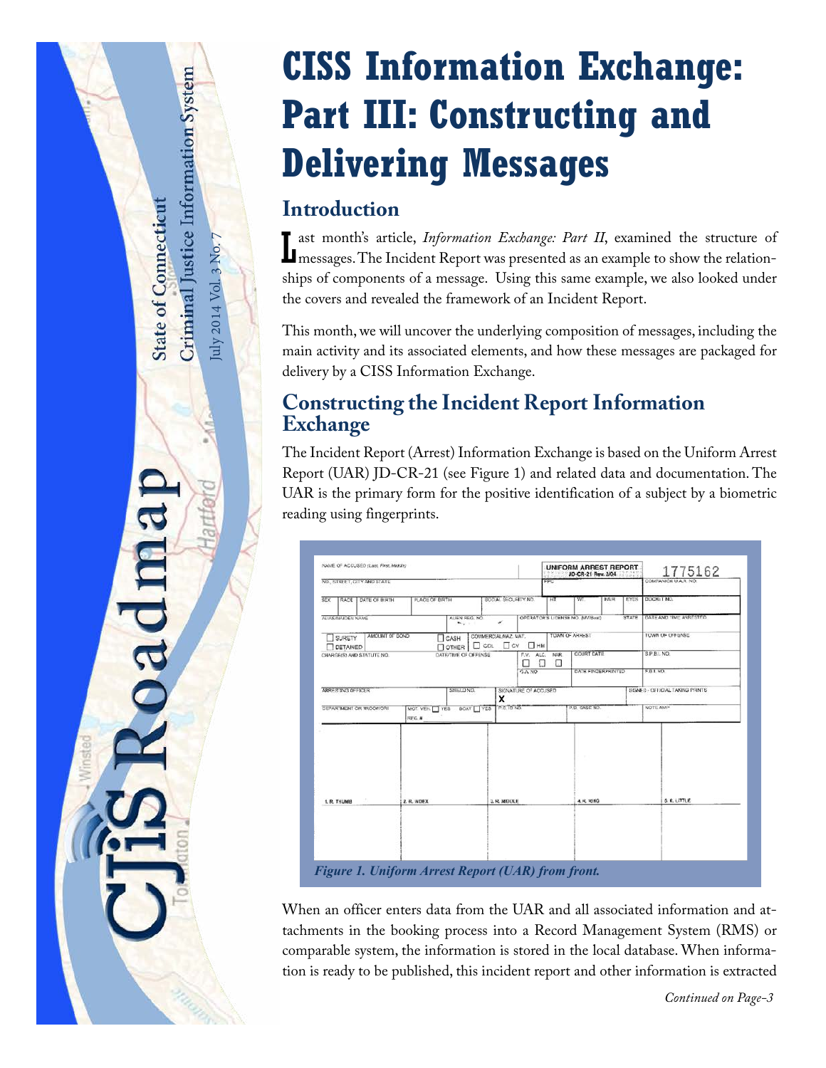# CISS Information Exchange: Part III: Constructing and Delivering Messages

## Introduction

Last month's article, *Information Exchange: Part II*, examined the structure of messages. The Incident Report was presented as an example to show the relationships of components of a message. Using this same example, we also looked under the covers and revealed the framework of an Incident Report.

This month, we will uncover the underlying composition of messages, including the main activity and its associated elements, and how these messages are packaged for delivery by a CISS Information Exchange.

## Constructing the Incident Report Information Exchange

The Incident Report (Arrest) Information Exchange is based on the Uniform Arrest Report (UAR) JD-CR-21 (see Figure 1) and related data and documentation. The UAR is the primary form for the positive identification of a subject by a biometric reading using fingerprints.

*Figure 1. Uniform Arrest Report (UAR) from front.*

When an officer enters data from the UAR and all associated information and attachments in the booking process into a Record Management System (RMS) or comparable system, the information is stored in the local database. When information is ready to be published, this incident report and other information is extracted

*Continued on Page-3*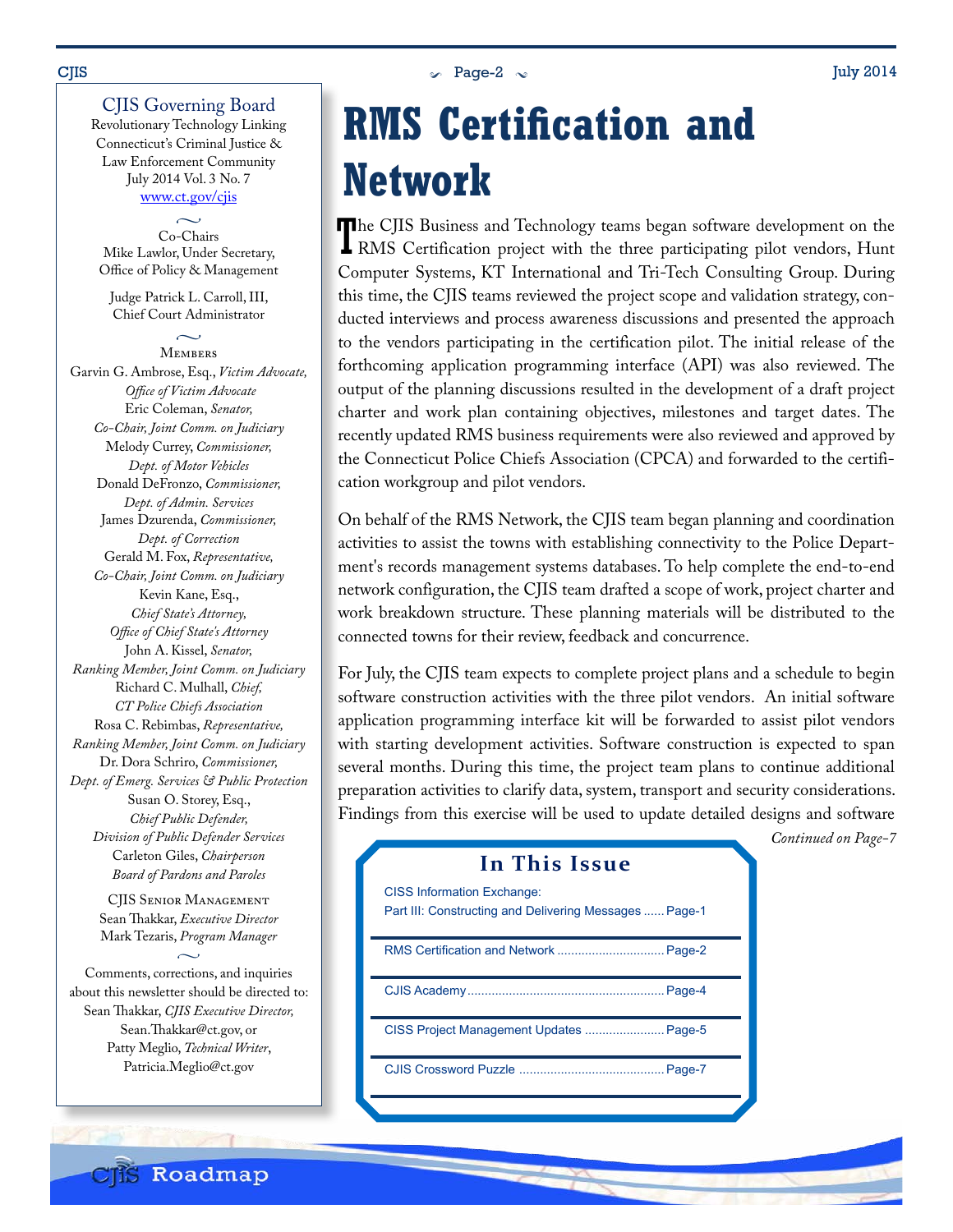# RMS Certification and Network

The CJIS Business and Technology teams began software development on the RMS Certification project with the three participating pilot vendors, Hunt Computer Systems, KT International and Tri-Tech Consulting Group. During this time, the CJIS teams reviewed the project scope and validation strategy, conducted interviews and process awareness discussions and presented the approach to the vendors participating in the certification pilot. The initial release of the forthcoming application programming interface (API) was also reviewed. The output of the planning discussions resulted in the development of a draft project charter and work plan containing objectives, milestones and target dates. The recently updated RMS business requirements were also reviewed and approved by the Connecticut Police Chiefs Association (CPCA) and forwarded to the certification workgroup and pilot vendors.

On behalf of the RMS Network, the CJIS team began planning and coordination activities to assist the towns with establishing connectivity to the Police Department's records management systems databases. To help complete the end-to-end network configuration, the CJIS team drafted a scope of work, project charter and work breakdown structure. These planning materials will be distributed to the connected towns for their review, feedback and concurrence.

For July, the CJIS team expects to complete project plans and a schedule to begin software construction activities with the three pilot vendors. An initial software application programming interface kit will be forwarded to assist pilot vendors with starting development activities. Software construction is expected to span several months. During this time, the project team plans to continue additional preparation activities to clarify data, system, transport and security considerations. Findings from this exercise will be used to update detailed designs and software

*Continued on Page-7*

## In This Issue

- CISS Information Exchange: Part III: Constructing and Delivering Messages ...... Page-1
- RMS Certification and Network ...... Page-2
- CJIS Academy ...... Page-4
- CISS Project Management Updates ...... Page-5
- CJIS Crossword Puzzle ...... Page-7

---

## CJIS Governing Board

Revolutionary Technology Linking Connecticut's Criminal Justice & Law Enforcement Community
July 2014 Vol. 3 No. 7
www.ct.gov/cjis

**Co-Chairs**

Mike Lawlor, Under Secretary, Office of Policy & Management

Judge Patrick L. Carroll, III, Chief Court Administrator

**Members**

Garvin G. Ambrose, Esq., *Victim Advocate, Office of Victim Advocate*
Eric Coleman, *Senator, Co-Chair, Joint Comm. on Judiciary*
Melody Currey, *Commissioner, Dept. of Motor Vehicles*
Donald DeFronzo, *Commissioner, Dept. of Admin. Services*
James Dzurenda, *Commissioner, Dept. of Correction*
Gerald M. Fox, *Representative, Co-Chair, Joint Comm. on Judiciary*
Kevin Kane, Esq., *Chief State's Attorney, Office of Chief State's Attorney*
John A. Kissel, *Senator, Ranking Member, Joint Comm. on Judiciary*
Richard C. Mulhall, *Chief, CT Police Chiefs Association*
Rosa C. Rebimbas, *Representative, Ranking Member, Joint Comm. on Judiciary*
Dr. Dora Schriro, *Commissioner, Dept. of Emerg. Services & Public Protection*
Susan O. Storey, Esq., *Chief Public Defender, Division of Public Defender Services*
Carleton Giles, *Chairperson Board of Pardons and Paroles*

**CJIS Senior Management**

Sean Thakkar, *Executive Director*
Mark Tezaris, *Program Manager*

Comments, corrections, and inquiries about this newsletter should be directed to:
Sean Thakkar, *CJIS Executive Director*, Sean.Thakkar@ct.gov, or
Patty Meglio, *Technical Writer*, Patricia.Meglio@ct.gov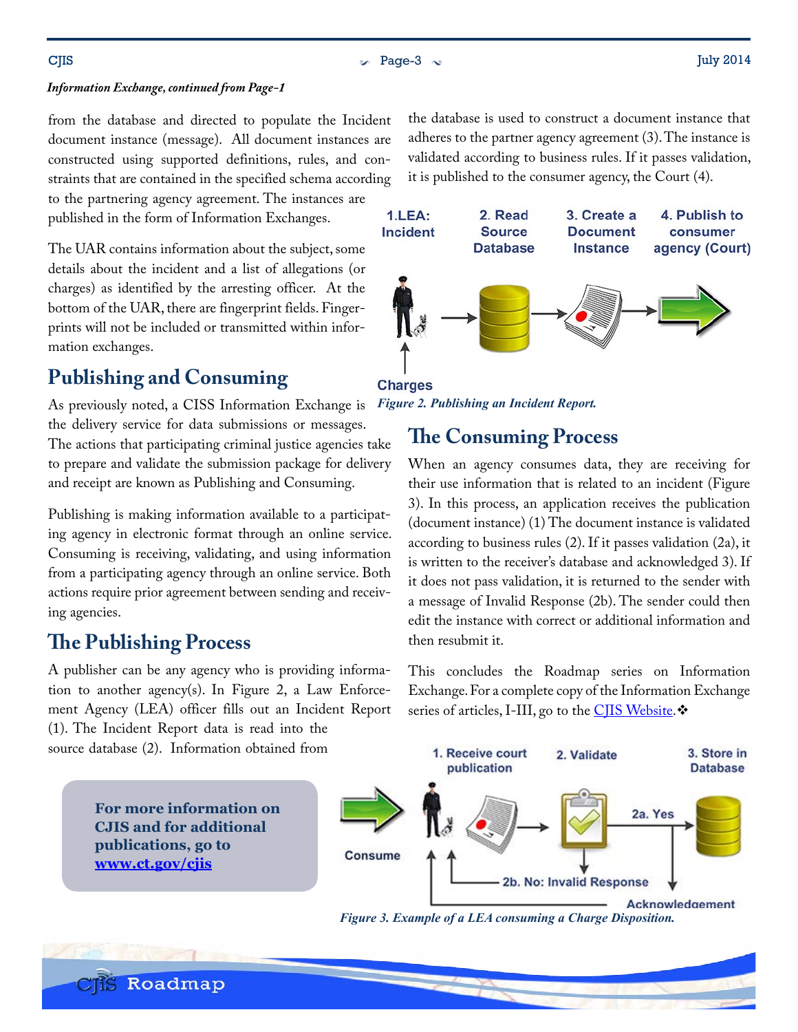*Information Exchange, continued from Page-1*

from the database and directed to populate the Incident document instance (message). All document instances are constructed using supported definitions, rules, and constraints that are contained in the specified schema according to the partnering agency agreement. The instances are published in the form of Information Exchanges.

The UAR contains information about the subject, some details about the incident and a list of allegations (or charges) as identified by the arresting officer. At the bottom of the UAR, there are fingerprint fields. Fingerprints will not be included or transmitted within information exchanges.

## Publishing and Consuming

As previously noted, a CISS Information Exchange is the delivery service for data submissions or messages. The actions that participating criminal justice agencies take to prepare and validate the submission package for delivery and receipt are known as Publishing and Consuming.

Publishing is making information available to a participating agency in electronic format through an online service. Consuming is receiving, validating, and using information from a participating agency through an online service. Both actions require prior agreement between sending and receiving agencies.

## The Publishing Process

A publisher can be any agency who is providing information to another agency(s). In Figure 2, a Law Enforcement Agency (LEA) officer fills out an Incident Report (1). The Incident Report data is read into the source database (2). Information obtained from the database is used to construct a document instance that adheres to the partner agency agreement (3). The instance is validated according to business rules. If it passes validation, it is published to the consumer agency, the Court (4).

1.LEA: Incident → 2. Read Source Database → 3. Create a Document Instance → 4. Publish to consumer agency (Court)

Charges

*Figure 2. Publishing an Incident Report.*

## The Consuming Process

When an agency consumes data, they are receiving for their use information that is related to an incident (Figure 3). In this process, an application receives the publication (document instance) (1) The document instance is validated according to business rules (2). If it passes validation (2a), it is written to the receiver's database and acknowledged 3). If it does not pass validation, it is returned to the sender with a message of Invalid Response (2b). The sender could then edit the instance with correct or additional information and then resubmit it.

This concludes the Roadmap series on Information Exchange. For a complete copy of the Information Exchange series of articles, I-III, go to the CJIS Website.❖

**For more information on CJIS and for additional publications, go to www.ct.gov/cjis**

Consume → 1. Receive court publication → 2. Validate → 2a. Yes → 3. Store in Database

2b. No: Invalid Response

Acknowledgement

*Figure 3. Example of a LEA consuming a Charge Disposition.*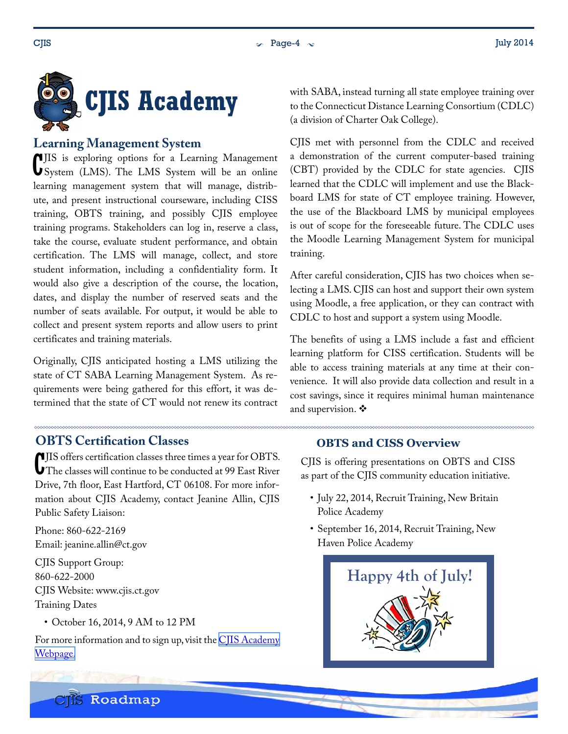# CJIS Academy

## Learning Management System

CJIS is exploring options for a Learning Management System (LMS). The LMS System will be an online learning management system that will manage, distribute, and present instructional courseware, including CISS training, OBTS training, and possibly CJIS employee training programs. Stakeholders can log in, reserve a class, take the course, evaluate student performance, and obtain certification. The LMS will manage, collect, and store student information, including a confidentiality form. It would also give a description of the course, the location, dates, and display the number of reserved seats and the number of seats available. For output, it would be able to collect and present system reports and allow users to print certificates and training materials.

Originally, CJIS anticipated hosting a LMS utilizing the state of CT SABA Learning Management System. As requirements were being gathered for this effort, it was determined that the state of CT would not renew its contract with SABA, instead turning all state employee training over to the Connecticut Distance Learning Consortium (CDLC) (a division of Charter Oak College).

CJIS met with personnel from the CDLC and received a demonstration of the current computer-based training (CBT) provided by the CDLC for state agencies. CJIS learned that the CDLC will implement and use the Blackboard LMS for state of CT employee training. However, the use of the Blackboard LMS by municipal employees is out of scope for the foreseeable future. The CDLC uses the Moodle Learning Management System for municipal training.

After careful consideration, CJIS has two choices when selecting a LMS. CJIS can host and support their own system using Moodle, a free application, or they can contract with CDLC to host and support a system using Moodle.

The benefits of using a LMS include a fast and efficient learning platform for CISS certification. Students will be able to access training materials at any time at their convenience. It will also provide data collection and result in a cost savings, since it requires minimal human maintenance and supervision. ❖

## OBTS Certification Classes

CJIS offers certification classes three times a year for OBTS. The classes will continue to be conducted at 99 East River Drive, 7th floor, East Hartford, CT 06108. For more information about CJIS Academy, contact Jeanine Allin, CJIS Public Safety Liaison:

Phone: 860-622-2169
Email: jeanine.allin@ct.gov

CJIS Support Group:
860-622-2000
CJIS Website: www.cjis.ct.gov
Training Dates

- October 16, 2014, 9 AM to 12 PM

For more information and to sign up, visit the [CJIS Academy Webpage.]

## OBTS and CISS Overview

CJIS is offering presentations on OBTS and CISS as part of the CJIS community education initiative.

- July 22, 2014, Recruit Training, New Britain Police Academy
- September 16, 2014, Recruit Training, New Haven Police Academy

Happy 4th of July!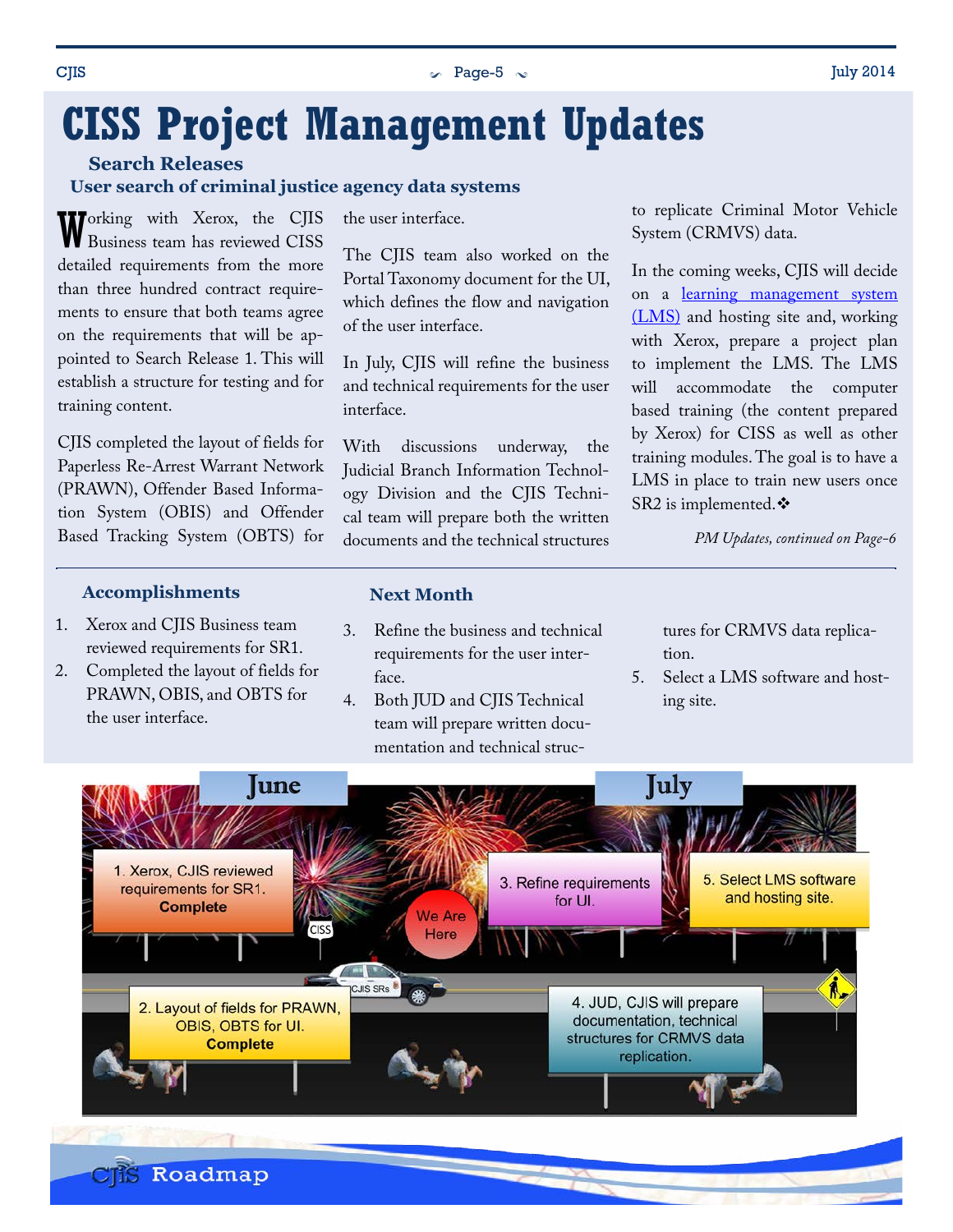# CISS Project Management Updates

### Search Releases

### User search of criminal justice agency data systems

Working with Xerox, the CJIS Business team has reviewed CISS detailed requirements from the more than three hundred contract requirements to ensure that both teams agree on the requirements that will be appointed to Search Release 1. This will establish a structure for testing and for training content.

CJIS completed the layout of fields for Paperless Re-Arrest Warrant Network (PRAWN), Offender Based Information System (OBIS) and Offender Based Tracking System (OBTS) for the user interface.

The CJIS team also worked on the Portal Taxonomy document for the UI, which defines the flow and navigation of the user interface.

In July, CJIS will refine the business and technical requirements for the user interface.

With discussions underway, the Judicial Branch Information Technology Division and the CJIS Technical team will prepare both the written documents and the technical structures to replicate Criminal Motor Vehicle System (CRMVS) data.

In the coming weeks, CJIS will decide on a learning management system (LMS) and hosting site and, working with Xerox, prepare a project plan to implement the LMS. The LMS will accommodate the computer based training (the content prepared by Xerox) for CISS as well as other training modules. The goal is to have a LMS in place to train new users once SR2 is implemented.❖

*PM Updates, continued on Page-6*

---

### Accomplishments

1. Xerox and CJIS Business team reviewed requirements for SR1.
2. Completed the layout of fields for PRAWN, OBIS, and OBTS for the user interface.

### Next Month

3. Refine the business and technical requirements for the user interface.
4. Both JUD and CJIS Technical team will prepare written documentation and technical structures for CRMVS data replication.
5. Select a LMS software and hosting site.

**June**

1. Xerox, CJIS reviewed requirements for SR1. **Complete**

2. Layout of fields for PRAWN, OBIS, OBTS for UI. **Complete**

We Are Here

**July**

3. Refine requirements for UI.

4. JUD, CJIS will prepare documentation, technical structures for CRMVS data replication.

5. Select LMS software and hosting site.

CJIS Roadmap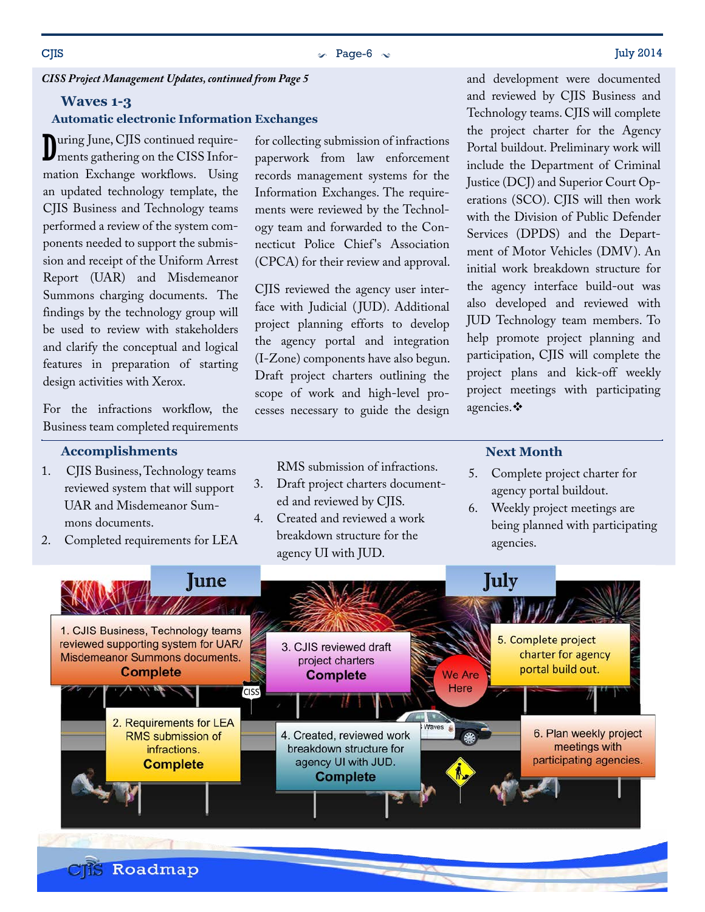*CISS Project Management Updates, continued from Page 5*

## Waves 1-3

### Automatic electronic Information Exchanges

During June, CJIS continued requirements gathering on the CISS Information Exchange workflows. Using an updated technology template, the CJIS Business and Technology teams performed a review of the system components needed to support the submission and receipt of the Uniform Arrest Report (UAR) and Misdemeanor Summons charging documents. The findings by the technology group will be used to review with stakeholders and clarify the conceptual and logical features in preparation of starting design activities with Xerox.

For the infractions workflow, the Business team completed requirements for collecting submission of infractions paperwork from law enforcement records management systems for the Information Exchanges. The requirements were reviewed by the Technology team and forwarded to the Connecticut Police Chief's Association (CPCA) for their review and approval.

CJIS reviewed the agency user interface with Judicial (JUD). Additional project planning efforts to develop the agency portal and integration (I-Zone) components have also begun. Draft project charters outlining the scope of work and high-level processes necessary to guide the design and development were documented and reviewed by CJIS Business and Technology teams. CJIS will complete the project charter for the Agency Portal buildout. Preliminary work will include the Department of Criminal Justice (DCJ) and Superior Court Operations (SCO). CJIS will then work with the Division of Public Defender Services (DPDS) and the Department of Motor Vehicles (DMV). An initial work breakdown structure for the agency interface build-out was also developed and reviewed with JUD Technology team members. To help promote project planning and participation, CJIS will complete the project plans and kick-off weekly project meetings with participating agencies.❖

### Accomplishments

1. CJIS Business, Technology teams reviewed system that will support UAR and Misdemeanor Summons documents.
2. Completed requirements for LEA RMS submission of infractions.
3. Draft project charters documented and reviewed by CJIS.
4. Created and reviewed a work breakdown structure for the agency UI with JUD.

### Next Month

5. Complete project charter for agency portal buildout.
6. Weekly project meetings are being planned with participating agencies.

**June**

1. CJIS Business, Technology teams reviewed supporting system for UAR/ Misdemeanor Summons documents. **Complete**
2. Requirements for LEA RMS submission of infractions. **Complete**
3. CJIS reviewed draft project charters **Complete**
4. Created, reviewed work breakdown structure for agency UI with JUD. **Complete**

We Are Here

**July**

5. Complete project charter for agency portal build out.
6. Plan weekly project meetings with participating agencies.

CJIS Roadmap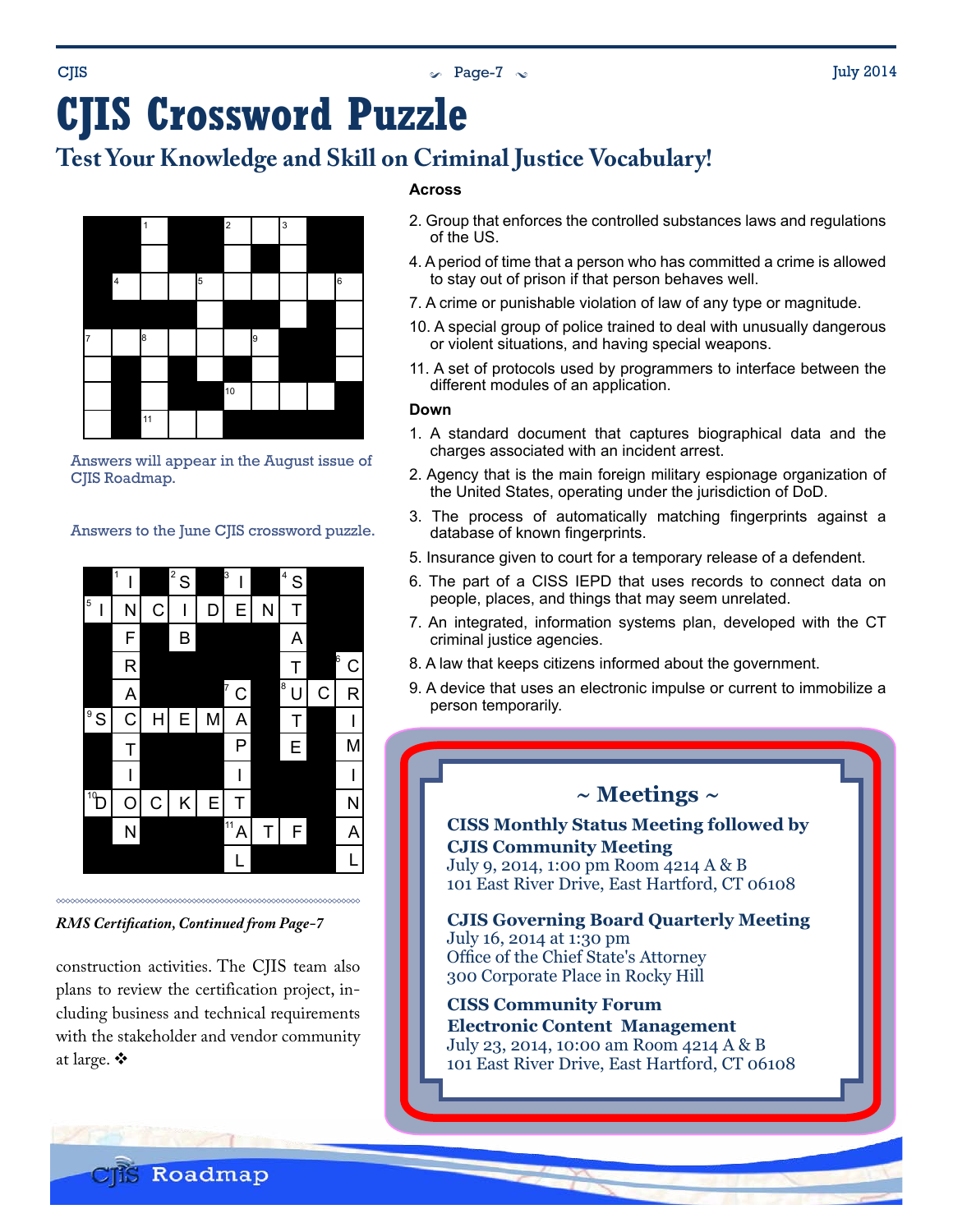# CJIS Crossword Puzzle

## Test Your Knowledge and Skill on Criminal Justice Vocabulary!

Answers will appear in the August issue of CJIS Roadmap.

Answers to the June CJIS crossword puzzle.

**Across**

2. Group that enforces the controlled substances laws and regulations of the US.
4. A period of time that a person who has committed a crime is allowed to stay out of prison if that person behaves well.
7. A crime or punishable violation of law of any type or magnitude.
10. A special group of police trained to deal with unusually dangerous or violent situations, and having special weapons.
11. A set of protocols used by programmers to interface between the different modules of an application.

**Down**

1. A standard document that captures biographical data and the charges associated with an incident arrest.
2. Agency that is the main foreign military espionage organization of the United States, operating under the jurisdiction of DoD.
3. The process of automatically matching fingerprints against a database of known fingerprints.
5. Insurance given to court for a temporary release of a defendent.
6. The part of a CISS IEPD that uses records to connect data on people, places, and things that may seem unrelated.
7. An integrated, information systems plan, developed with the CT criminal justice agencies.
8. A law that keeps citizens informed about the government.
9. A device that uses an electronic impulse or current to immobilize a person temporarily.

---

*RMS Certification, Continued from Page-7*

construction activities. The CJIS team also plans to review the certification project, including business and technical requirements with the stakeholder and vendor community at large. ❖

## ~ Meetings ~

**CISS Monthly Status Meeting followed by CJIS Community Meeting**
July 9, 2014, 1:00 pm Room 4214 A & B
101 East River Drive, East Hartford, CT 06108

**CJIS Governing Board Quarterly Meeting**
July 16, 2014 at 1:30 pm
Office of the Chief State's Attorney
300 Corporate Place in Rocky Hill

**CISS Community Forum**
**Electronic Content Management**
July 23, 2014, 10:00 am Room 4214 A & B
101 East River Drive, East Hartford, CT 06108